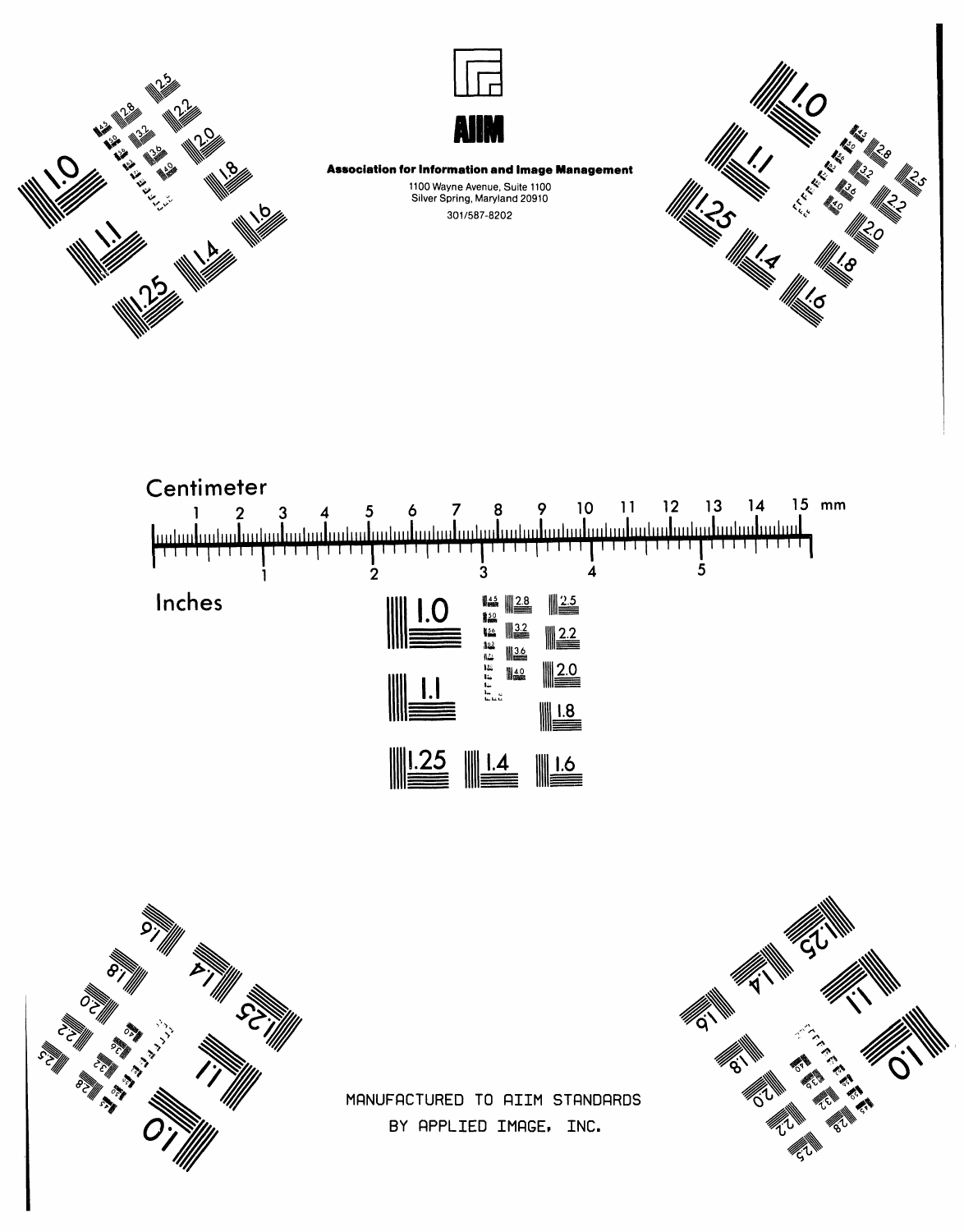AIIM

**Association for Information and Image Management**

1100 Wayne Avenue, Suite 1100
Silver Spring, Maryland 20910

301/587-8202

Centimeter

1 2 3 4 5 6 7 8 9 10 11 12 13 14 15 mm

Inches

1 2 3 4 5

1.0 1.1 1.25 1.4 1.6 1.8 2.0 2.2 2.5 2.8 3.2 3.6 4.0 4.5 5.0 5.6 6.3 7.1 8.0

MANUFACTURED TO AIIM STANDARDS
BY APPLIED IMAGE, INC.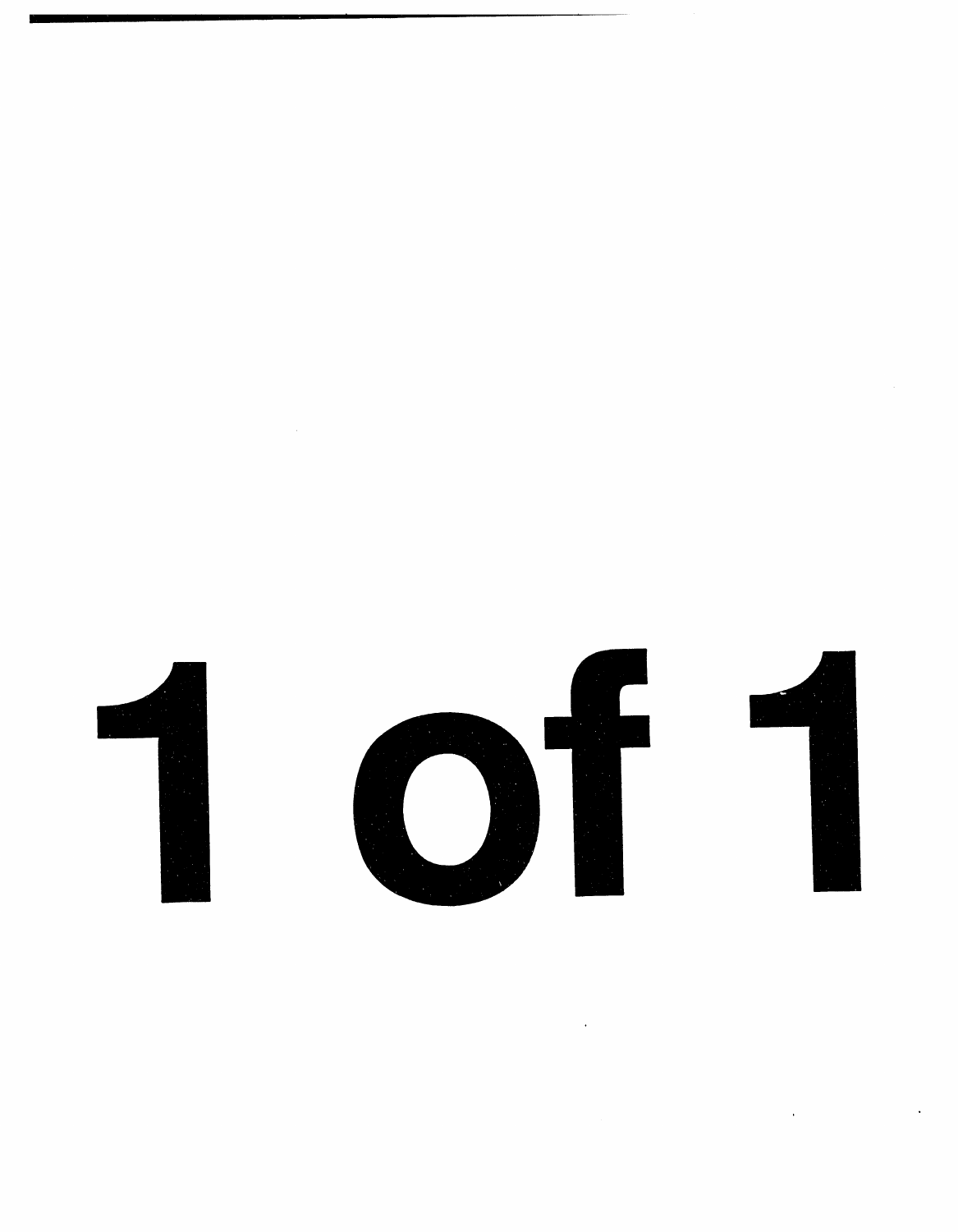# 1 of 1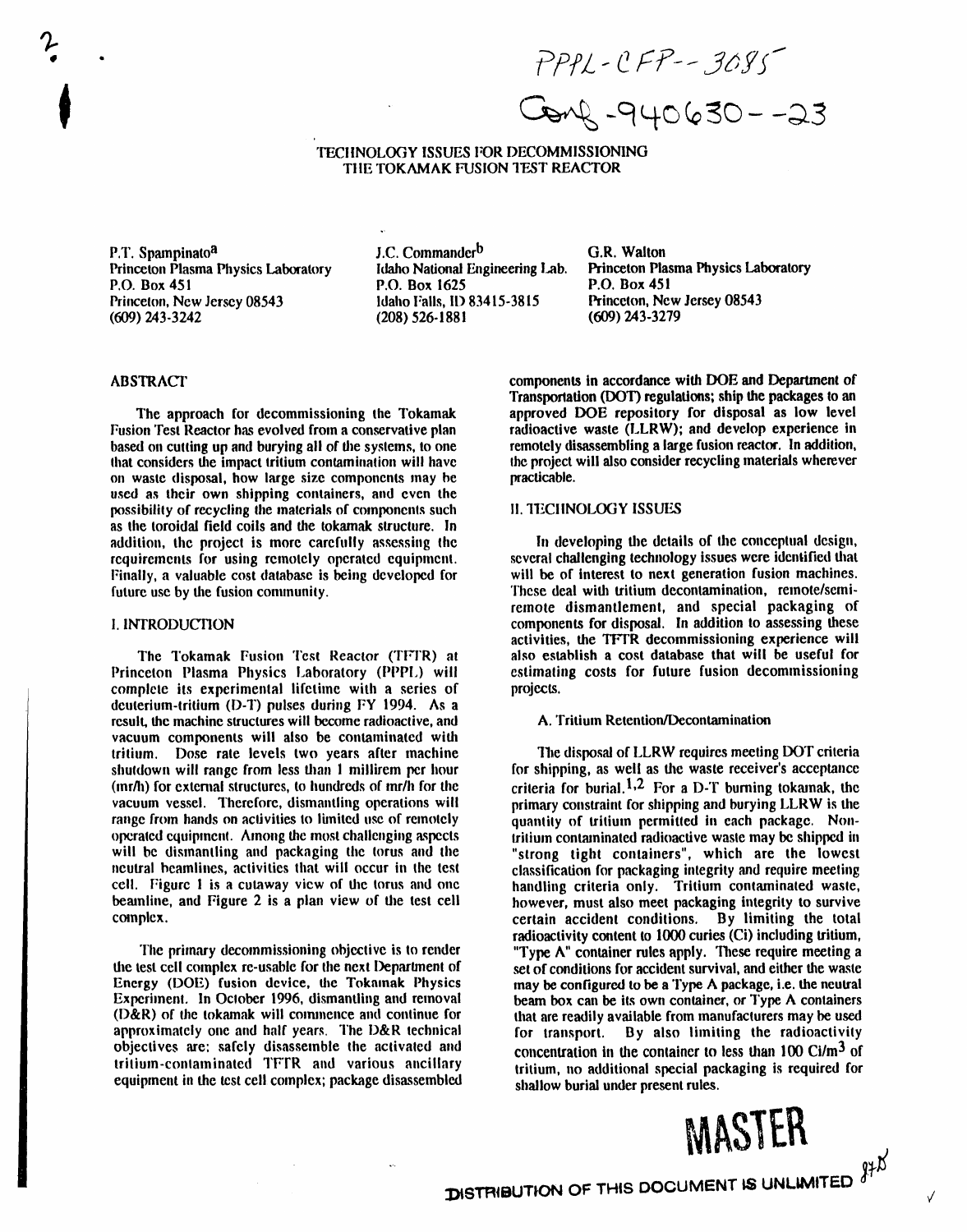PPPL-CFP--3085

Conf-940630--23

# TECHNOLOGY ISSUES FOR DECOMMISSIONING THE TOKAMAK FUSION TEST REACTOR

P.T. Spampinato[a]
Princeton Plasma Physics Laboratory
P.O. Box 451
Princeton, New Jersey 08543
(609) 243-3242

J.C. Commander[b]
Idaho National Engineering Lab.
P.O. Box 1625
Idaho Falls, ID 83415-3815
(208) 526-1881

G.R. Walton
Princeton Plasma Physics Laboratory
P.O. Box 451
Princeton, New Jersey 08543
(609) 243-3279

## ABSTRACT

The approach for decommissioning the Tokamak Fusion Test Reactor has evolved from a conservative plan based on cutting up and burying all of the systems, to one that considers the impact tritium contamination will have on waste disposal, how large size components may be used as their own shipping containers, and even the possibility of recycling the materials of components such as the toroidal field coils and the tokamak structure. In addition, the project is more carefully assessing the requirements for using remotely operated equipment. Finally, a valuable cost database is being developed for future use by the fusion community.

## I. INTRODUCTION

The Tokamak Fusion Test Reactor (TFTR) at Princeton Plasma Physics Laboratory (PPPL) will complete its experimental lifetime with a series of deuterium-tritium (D-T) pulses during FY 1994. As a result, the machine structures will become radioactive, and vacuum components will also be contaminated with tritium. Dose rate levels two years after machine shutdown will range from less than 1 millirem per hour (mr/h) for external structures, to hundreds of mr/h for the vacuum vessel. Therefore, dismantling operations will range from hands on activities to limited use of remotely operated equipment. Among the most challenging aspects will be dismantling and packaging the torus and the neutral beamlines, activities that will occur in the test cell. Figure 1 is a cutaway view of the torus and one beamline, and Figure 2 is a plan view of the test cell complex.

The primary decommissioning objective is to render the test cell complex re-usable for the next Department of Energy (DOE) fusion device, the Tokamak Physics Experiment. In October 1996, dismantling and removal (D&R) of the tokamak will commence and continue for approximately one and half years. The D&R technical objectives are: safely disassemble the activated and tritium-contaminated TFTR and various ancillary equipment in the test cell complex; package disassembled components in accordance with DOE and Department of Transportation (DOT) regulations; ship the packages to an approved DOE repository for disposal as low level radioactive waste (LLRW); and develop experience in remotely disassembling a large fusion reactor. In addition, the project will also consider recycling materials wherever practicable.

## II. TECHNOLOGY ISSUES

In developing the details of the conceptual design, several challenging technology issues were identified that will be of interest to next generation fusion machines. These deal with tritium decontamination, remote/semi-remote dismantlement, and special packaging of components for disposal. In addition to assessing these activities, the TFTR decommissioning experience will also establish a cost database that will be useful for estimating costs for future fusion decommissioning projects.

### A. Tritium Retention/Decontamination

The disposal of LLRW requires meeting DOT criteria for shipping, as well as the waste receiver's acceptance criteria for burial.[1,2] For a D-T burning tokamak, the primary constraint for shipping and burying LLRW is the quantity of tritium permitted in each package. Non-tritium contaminated radioactive waste may be shipped in "strong tight containers", which are the lowest classification for packaging integrity and require meeting handling criteria only. Tritium contaminated waste, however, must also meet packaging integrity to survive certain accident conditions. By limiting the total radioactivity content to 1000 curies (Ci) including tritium, "Type A" container rules apply. These require meeting a set of conditions for accident survival, and either the waste may be configured to be a Type A package, i.e. the neutral beam box can be its own container, or Type A containers that are readily available from manufacturers may be used for transport. By also limiting the radioactivity concentration in the container to less than 100 Ci/m$^3$ of tritium, no additional special packaging is required for shallow burial under present rules.

MASTER

DISTRIBUTION OF THIS DOCUMENT IS UNLIMITED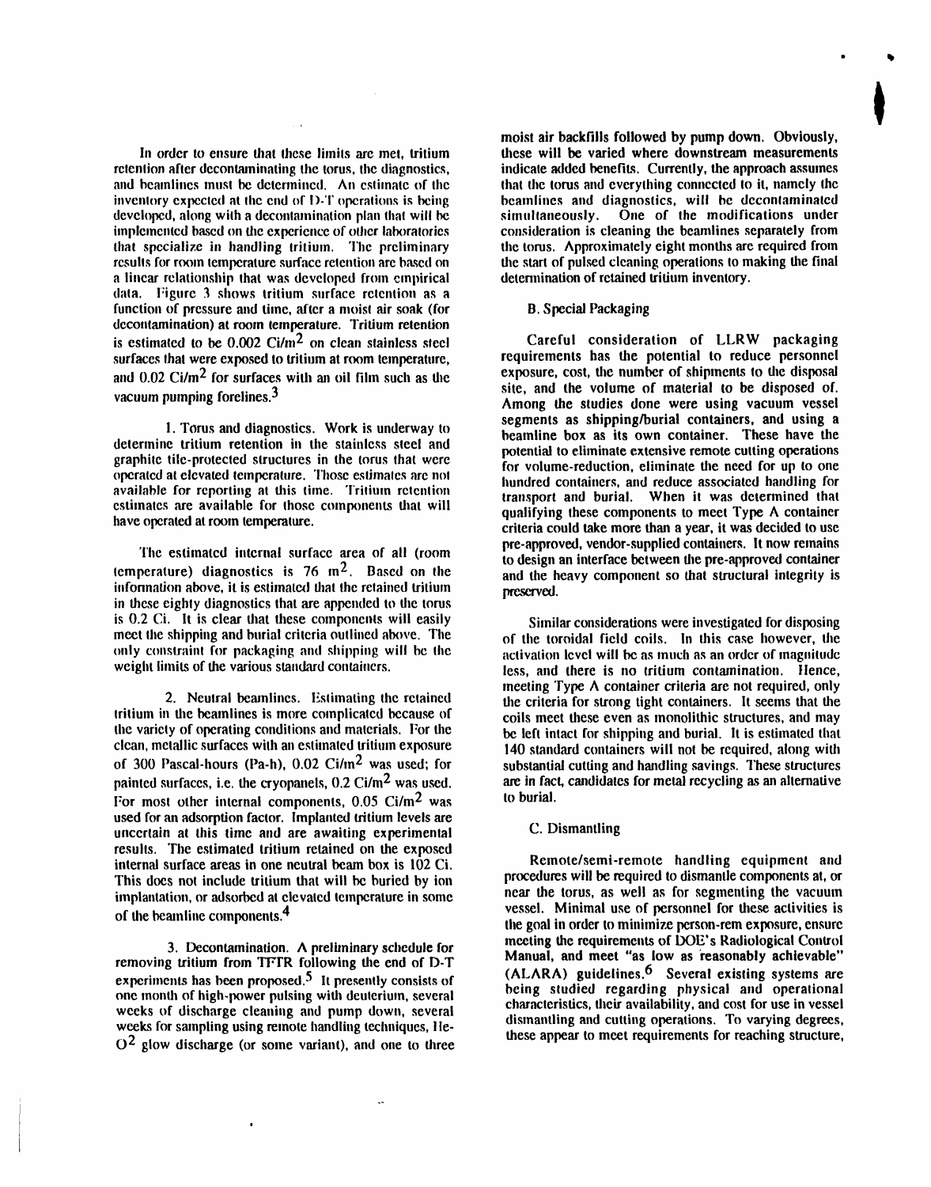In order to ensure that these limits are met, tritium retention after decontaminating the torus, the diagnostics, and beamlines must be determined. An estimate of the inventory expected at the end of D-T operations is being developed, along with a decontamination plan that will be implemented based on the experience of other laboratories that specialize in handling tritium. The preliminary results for room temperature surface retention are based on a linear relationship that was developed from empirical data. Figure 3 shows tritium surface retention as a function of pressure and time, after a moist air soak (for decontamination) at room temperature. Tritium retention is estimated to be 0.002 $Ci/m^2$ on clean stainless steel surfaces that were exposed to tritium at room temperature, and 0.02 $Ci/m^2$ for surfaces with an oil film such as the vacuum pumping forelines.[3]

1. Torus and diagnostics. Work is underway to determine tritium retention in the stainless steel and graphite tile-protected structures in the torus that were operated at elevated temperature. Those estimates are not available for reporting at this time. Tritium retention estimates are available for those components that will have operated at room temperature.

The estimated internal surface area of all (room temperature) diagnostics is 76 $m^2$. Based on the information above, it is estimated that the retained tritium in these eighty diagnostics that are appended to the torus is 0.2 Ci. It is clear that these components will easily meet the shipping and burial criteria outlined above. The only constraint for packaging and shipping will be the weight limits of the various standard containers.

2. Neutral beamlines. Estimating the retained tritium in the beamlines is more complicated because of the variety of operating conditions and materials. For the clean, metallic surfaces with an estimated tritium exposure of 300 Pascal-hours (Pa-h), 0.02 $Ci/m^2$ was used; for painted surfaces, i.e. the cryopanels, 0.2 $Ci/m^2$ was used. For most other internal components, 0.05 $Ci/m^2$ was used for an adsorption factor. Implanted tritium levels are uncertain at this time and are awaiting experimental results. The estimated tritium retained on the exposed internal surface areas in one neutral beam box is 102 Ci. This does not include tritium that will be buried by ion implantation, or adsorbed at elevated temperature in some of the beamline components.[4]

3. Decontamination. A preliminary schedule for removing tritium from TFTR following the end of D-T experiments has been proposed.[5] It presently consists of one month of high-power pulsing with deuterium, several weeks of discharge cleaning and pump down, several weeks for sampling using remote handling techniques, He-$O^2$ glow discharge (or some variant), and one to three moist air backfills followed by pump down. Obviously, these will be varied where downstream measurements indicate added benefits. Currently, the approach assumes that the torus and everything connected to it, namely the beamlines and diagnostics, will be decontaminated simultaneously. One of the modifications under consideration is cleaning the beamlines separately from the torus. Approximately eight months are required from the start of pulsed cleaning operations to making the final determination of retained tritium inventory.

### B. Special Packaging

Careful consideration of LLRW packaging requirements has the potential to reduce personnel exposure, cost, the number of shipments to the disposal site, and the volume of material to be disposed of. Among the studies done were using vacuum vessel segments as shipping/burial containers, and using a beamline box as its own container. These have the potential to eliminate extensive remote cutting operations for volume-reduction, eliminate the need for up to one hundred containers, and reduce associated handling for transport and burial. When it was determined that qualifying these components to meet Type A container criteria could take more than a year, it was decided to use pre-approved, vendor-supplied containers. It now remains to design an interface between the pre-approved container and the heavy component so that structural integrity is preserved.

Similar considerations were investigated for disposing of the toroidal field coils. In this case however, the activation level will be as much as an order of magnitude less, and there is no tritium contamination. Hence, meeting Type A container criteria are not required, only the criteria for strong tight containers. It seems that the coils meet these even as monolithic structures, and may be left intact for shipping and burial. It is estimated that 140 standard containers will not be required, along with substantial cutting and handling savings. These structures are in fact, candidates for metal recycling as an alternative to burial.

### C. Dismantling

Remote/semi-remote handling equipment and procedures will be required to dismantle components at, or near the torus, as well as for segmenting the vacuum vessel. Minimal use of personnel for these activities is the goal in order to minimize person-rem exposure, ensure meeting the requirements of DOE's Radiological Control Manual, and meet "as low as reasonably achievable" (ALARA) guidelines.[6] Several existing systems are being studied regarding physical and operational characteristics, their availability, and cost for use in vessel dismantling and cutting operations. To varying degrees, these appear to meet requirements for reaching structure,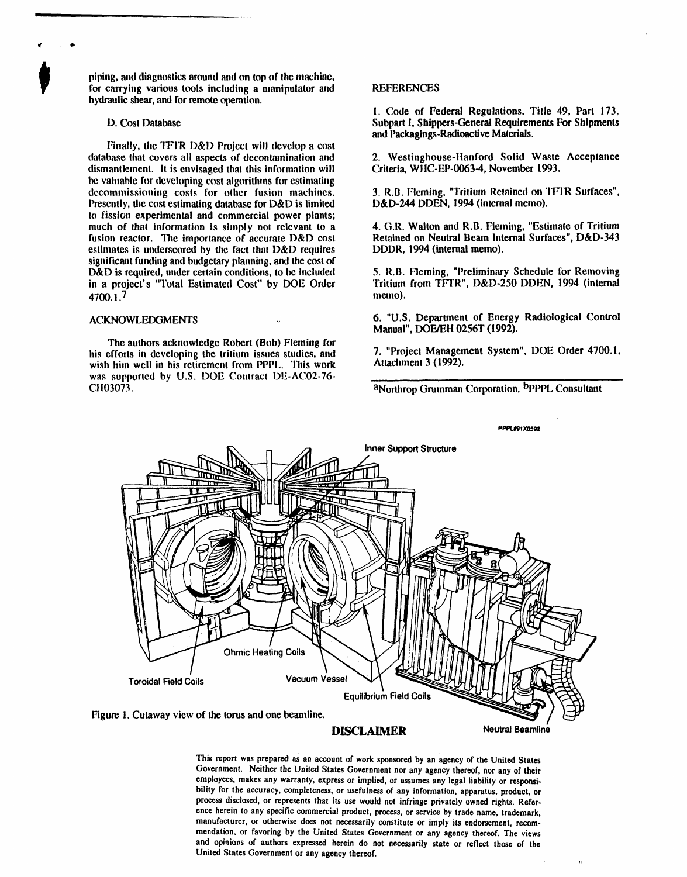piping, and diagnostics around and on top of the machine, for carrying various tools including a manipulator and hydraulic shear, and for remote operation.

### D. Cost Database

Finally, the TFTR D&D Project will develop a cost database that covers all aspects of decontamination and dismantlement. It is envisaged that this information will be valuable for developing cost algorithms for estimating decommissioning costs for other fusion machines. Presently, the cost estimating database for D&D is limited to fission experimental and commercial power plants; much of that information is simply not relevant to a fusion reactor. The importance of accurate D&D cost estimates is underscored by the fact that D&D requires significant funding and budgetary planning, and the cost of D&D is required, under certain conditions, to be included in a project's "Total Estimated Cost" by DOE Order 4700.1.[7]

## ACKNOWLEDGMENTS

The authors acknowledge Robert (Bob) Fleming for his efforts in developing the tritium issues studies, and wish him well in his retirement from PPPL. This work was supported by U.S. DOE Contract DE-AC02-76-CH03073.

## REFERENCES

1. Code of Federal Regulations, Title 49, Part 173, Subpart I, Shippers-General Requirements For Shipments and Packagings-Radioactive Materials.

2. Westinghouse-Hanford Solid Waste Acceptance Criteria, WHC-EP-0063-4, November 1993.

3. R.B. Fleming, "Tritium Retained on TFTR Surfaces", D&D-244 DDEN, 1994 (internal memo).

4. G.R. Walton and R.B. Fleming, "Estimate of Tritium Retained on Neutral Beam Internal Surfaces", D&D-343 DDDR, 1994 (internal memo).

5. R.B. Fleming, "Preliminary Schedule for Removing Tritium from TFTR", D&D-250 DDEN, 1994 (internal memo).

6. "U.S. Department of Energy Radiological Control Manual", DOE/EH 0256T (1992).

7. "Project Management System", DOE Order 4700.1, Attachment 3 (1992).

[a]Northrop Grumman Corporation, [b]PPPL Consultant

PPPL#91X0592

Inner Support Structure

Ohmic Heating Coils

Toroidal Field Coils

Vacuum Vessel

Equilibrium Field Coils

Neutral Beamline

Figure 1. Cutaway view of the torus and one beamline.

## DISCLAIMER

This report was prepared as an account of work sponsored by an agency of the United States Government. Neither the United States Government nor any agency thereof, nor any of their employees, makes any warranty, express or implied, or assumes any legal liability or responsibility for the accuracy, completeness, or usefulness of any information, apparatus, product, or process disclosed, or represents that its use would not infringe privately owned rights. Reference herein to any specific commercial product, process, or service by trade name, trademark, manufacturer, or otherwise does not necessarily constitute or imply its endorsement, recommendation, or favoring by the United States Government or any agency thereof. The views and opinions of authors expressed herein do not necessarily state or reflect those of the United States Government or any agency thereof.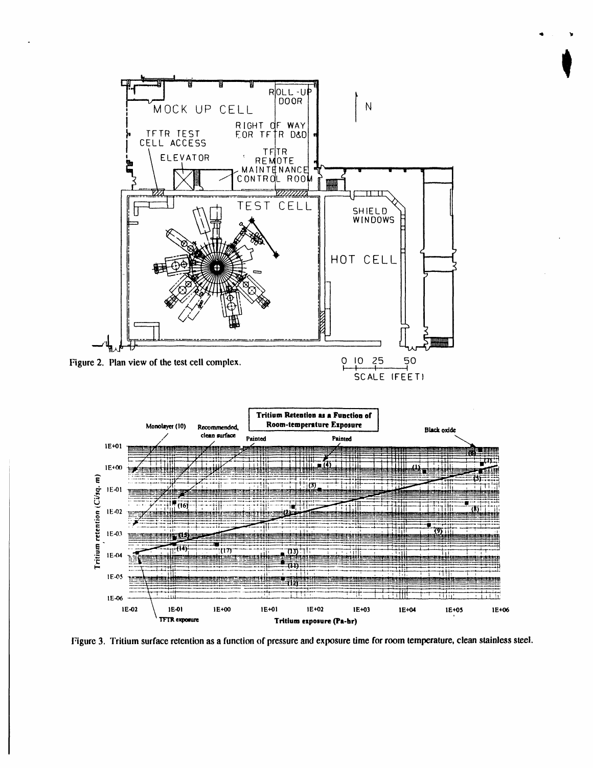MOCK UP CELL

ROLL-UP DOOR

N

RIGHT OF WAY FOR TFTR D&D

TFTR TEST CELL ACCESS

ELEVATOR

TFTR REMOTE MAINTENANCE CONTROL ROOM

TEST CELL

SHIELD WINDOWS

HOT CELL

Figure 2. Plan view of the test cell complex.

0 10 25 50
SCALE (FEET)

Tritium Retention as a Function of Room-temperature Exposure

Monolayer (10)

Recommended, clean surface

Painted

Painted

Black oxide

TFTR exposure

Tritium retention (Ci/sq. m)

Tritium exposure (Pa-hr)

1E+01
1E+00
1E-01
1E-02
1E-03
1E-04
1E-05
1E-06

1E-02
1E-01
1E+00
1E+01
1E+02
1E+03
1E+04
1E+05
1E+06

(1) (2) (3) (4) (5) (6) (7) (8) (9) (11) (12) (13) (14) (15) (16) (17)

Figure 3. Tritium surface retention as a function of pressure and exposure time for room temperature, clean stainless steel.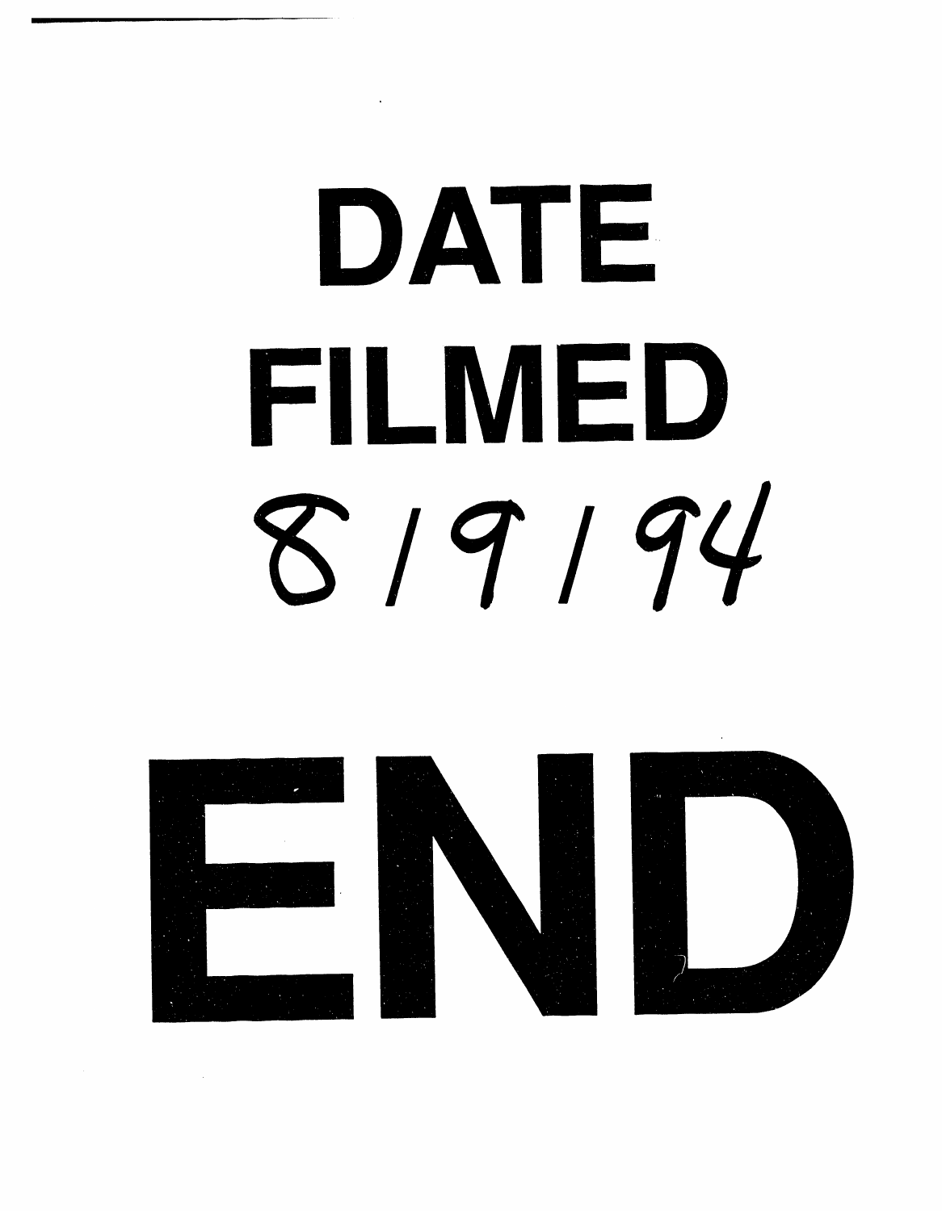# DATE
# FILMED
# 8 / 9 / 94

# END